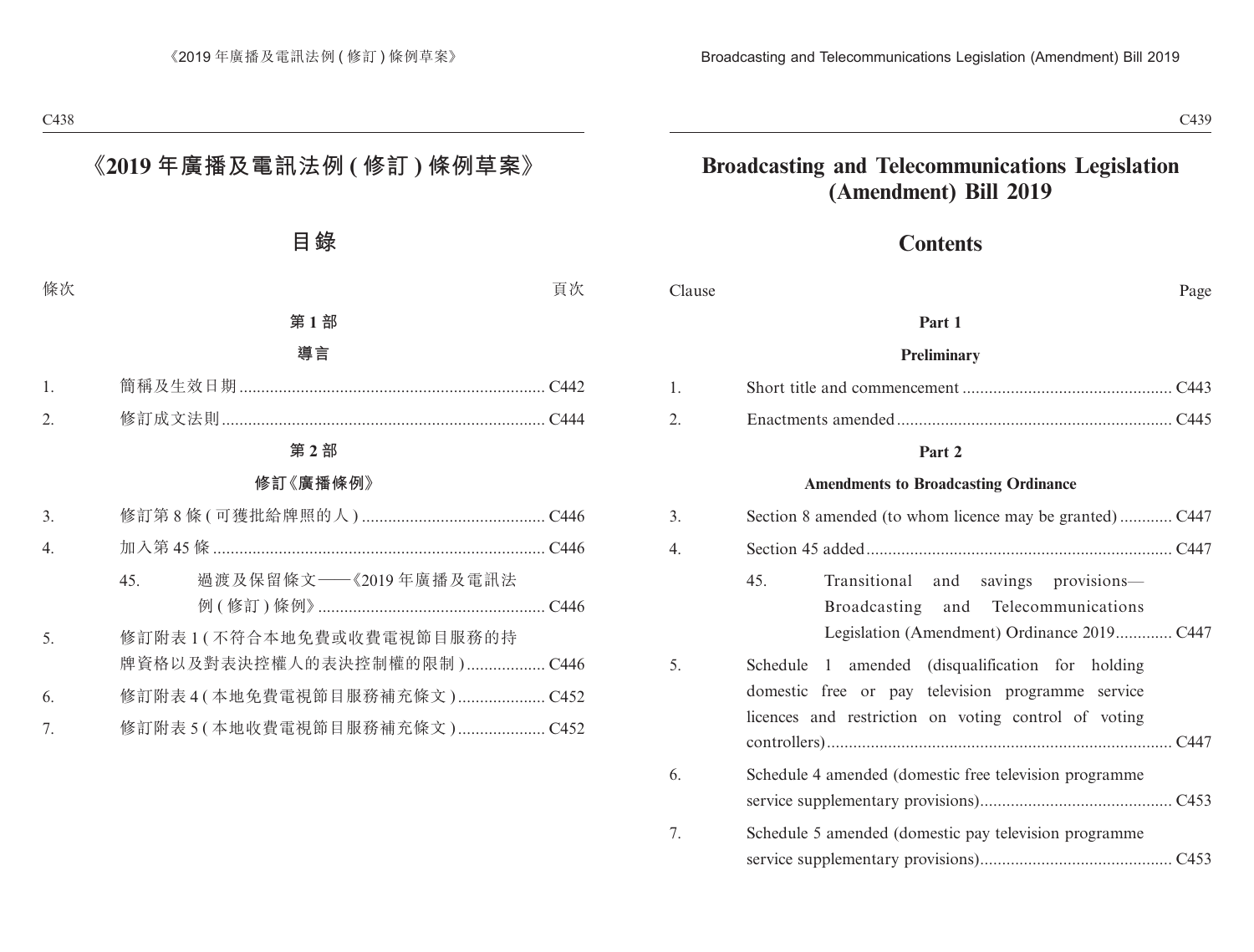# 《2019 年廣播及電訊法例 ( 修訂 ) 條例草案》

## 目錄

| 條次 | | 頁次 |
|---|---|---|
| | **第 1 部** | |
| | **導言** | |
| 1. | 簡稱及生效日期 | C442 |
| 2. | 修訂成文法則 | C444 |
| | **第 2 部** | |
| | **修訂《廣播條例》** | |
| 3. | 修訂第 8 條 ( 可獲批給牌照的人 ) | C446 |
| 4. | 加入第 45 條 | C446 |
| | 45. 過渡及保留條文——《2019 年廣播及電訊法例 ( 修訂 ) 條例》 | C446 |
| 5. | 修訂附表 1 ( 不符合本地免費或收費電視節目服務的持牌資格以及對表決控權人的表決控制權的限制 ) | C446 |
| 6. | 修訂附表 4 ( 本地免費電視節目服務補充條文 ) | C452 |
| 7. | 修訂附表 5 ( 本地收費電視節目服務補充條文 ) | C452 |

# Broadcasting and Telecommunications Legislation (Amendment) Bill 2019

## Contents

| Clause | | Page |
|---|---|---|
| | **Part 1** | |
| | **Preliminary** | |
| 1. | Short title and commencement | C443 |
| 2. | Enactments amended | C445 |
| | **Part 2** | |
| | **Amendments to Broadcasting Ordinance** | |
| 3. | Section 8 amended (to whom licence may be granted) | C447 |
| 4. | Section 45 added | C447 |
| | 45. Transitional and savings provisions—Broadcasting and Telecommunications Legislation (Amendment) Ordinance 2019 | C447 |
| 5. | Schedule 1 amended (disqualification for holding domestic free or pay television programme service licences and restriction on voting control of voting controllers) | C447 |
| 6. | Schedule 4 amended (domestic free television programme service supplementary provisions) | C453 |
| 7. | Schedule 5 amended (domestic pay television programme service supplementary provisions) | C453 |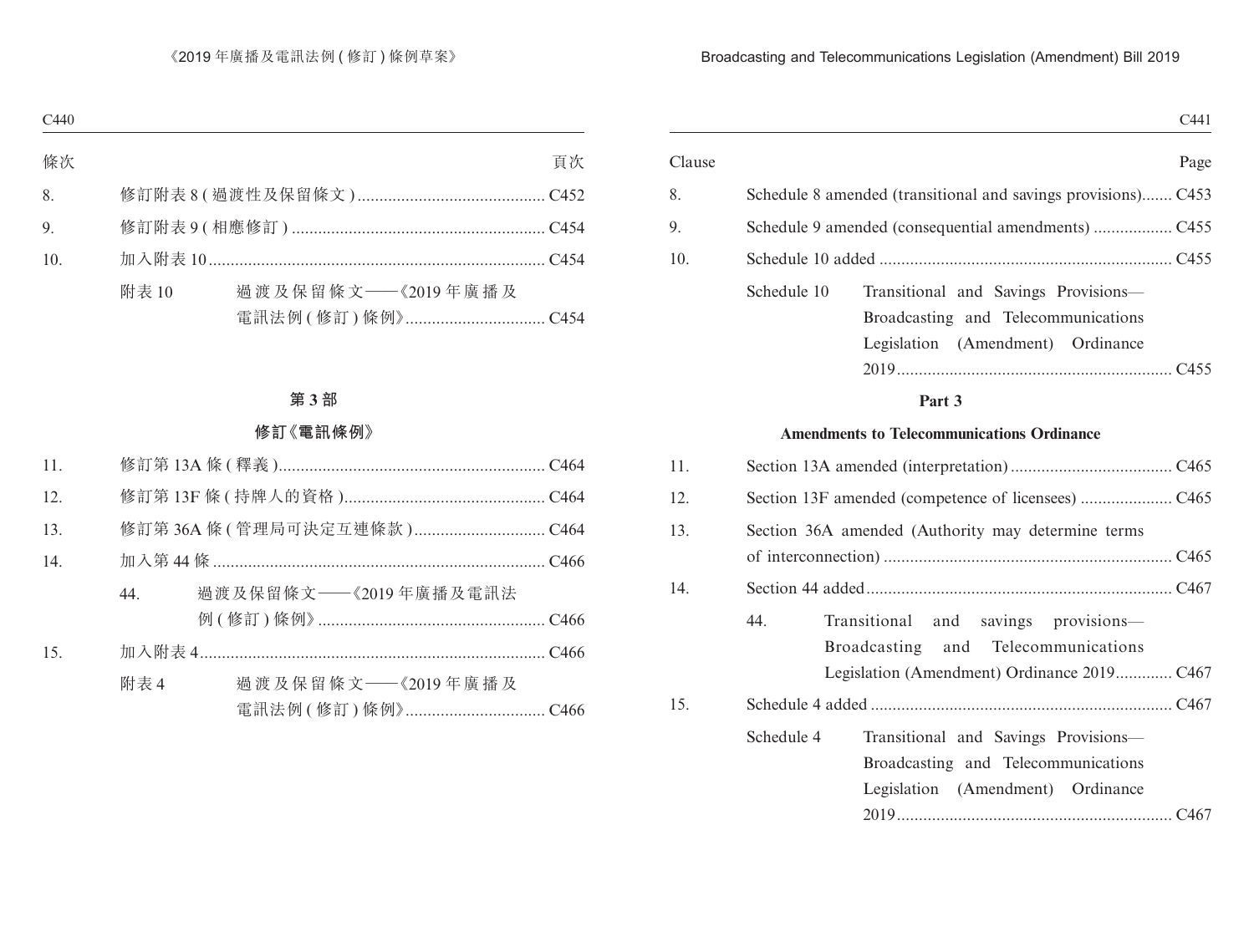| 條次 | | 頁次 |
|---|---|---|
| 8. | 修訂附表 8 (過渡性及保留條文) | C452 |
| 9. | 修訂附表 9 (相應修訂) | C454 |
| 10. | 加入附表 10 | C454 |
| | 附表 10　過渡及保留條文——《2019 年廣播及電訊法例 (修訂) 條例》 | C454 |

**第 3 部**

**修訂《電訊條例》**

| | | |
|---|---|---|
| 11. | 修訂第 13A 條 (釋義) | C464 |
| 12. | 修訂第 13F 條 (持牌人的資格) | C464 |
| 13. | 修訂第 36A 條 (管理局可決定互連條款) | C464 |
| 14. | 加入第 44 條 | C466 |
| | 44.　過渡及保留條文——《2019 年廣播及電訊法例 (修訂) 條例》 | C466 |
| 15. | 加入附表 4 | C466 |
| | 附表 4　過渡及保留條文——《2019 年廣播及電訊法例 (修訂) 條例》 | C466 |

| Clause | | Page |
|---|---|---|
| 8. | Schedule 8 amended (transitional and savings provisions) | C453 |
| 9. | Schedule 9 amended (consequential amendments) | C455 |
| 10. | Schedule 10 added | C455 |
| | Schedule 10　Transitional and Savings Provisions—Broadcasting and Telecommunications Legislation (Amendment) Ordinance 2019 | C455 |

**Part 3**

**Amendments to Telecommunications Ordinance**

| | | |
|---|---|---|
| 11. | Section 13A amended (interpretation) | C465 |
| 12. | Section 13F amended (competence of licensees) | C465 |
| 13. | Section 36A amended (Authority may determine terms of interconnection) | C465 |
| 14. | Section 44 added | C467 |
| | 44.　Transitional and savings provisions—Broadcasting and Telecommunications Legislation (Amendment) Ordinance 2019 | C467 |
| 15. | Schedule 4 added | C467 |
| | Schedule 4　Transitional and Savings Provisions—Broadcasting and Telecommunications Legislation (Amendment) Ordinance 2019 | C467 |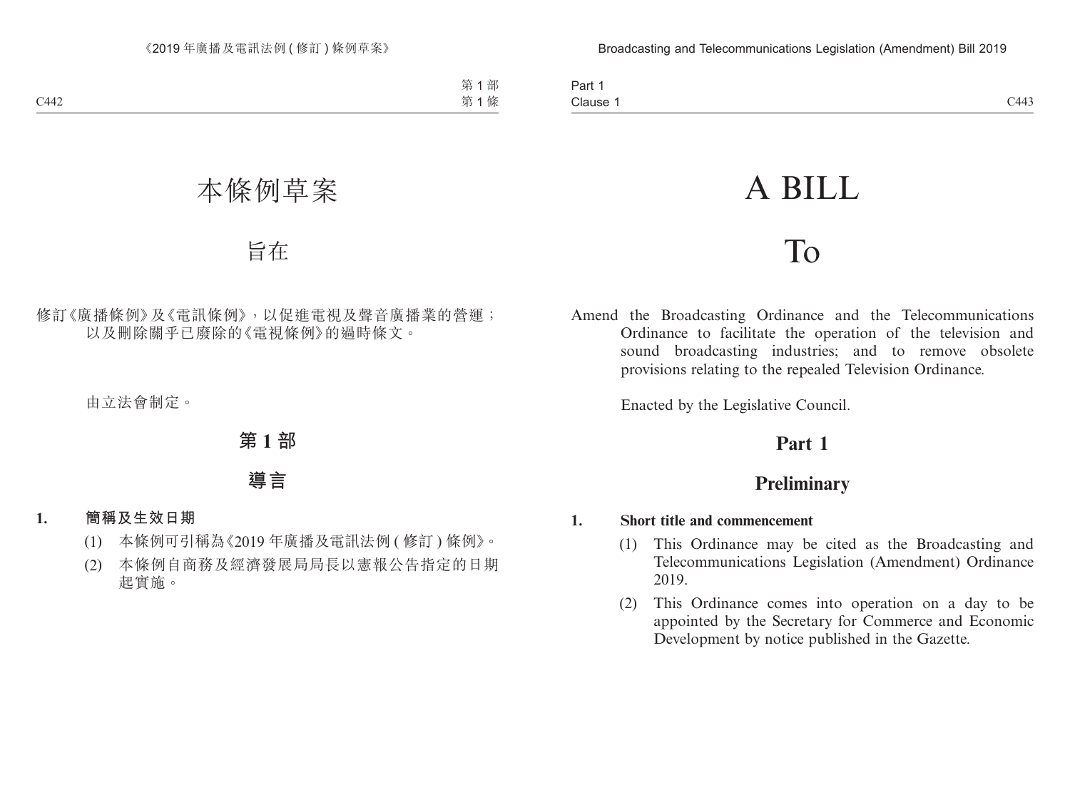# 本條例草案

## 旨在

修訂《廣播條例》及《電訊條例》，以促進電視及聲音廣播業的營運；以及刪除關乎已廢除的《電視條例》的過時條文。

由立法會制定。

## 第 1 部

## 導言

**1. 簡稱及生效日期**

(1) 本條例可引稱為《2019 年廣播及電訊法例 ( 修訂 ) 條例》。

(2) 本條例自商務及經濟發展局局長以憲報公告指定的日期起實施。

# A BILL

## To

Amend the Broadcasting Ordinance and the Telecommunications Ordinance to facilitate the operation of the television and sound broadcasting industries; and to remove obsolete provisions relating to the repealed Television Ordinance.

Enacted by the Legislative Council.

## Part 1

## Preliminary

**1. Short title and commencement**

(1) This Ordinance may be cited as the Broadcasting and Telecommunications Legislation (Amendment) Ordinance 2019.

(2) This Ordinance comes into operation on a day to be appointed by the Secretary for Commerce and Economic Development by notice published in the Gazette.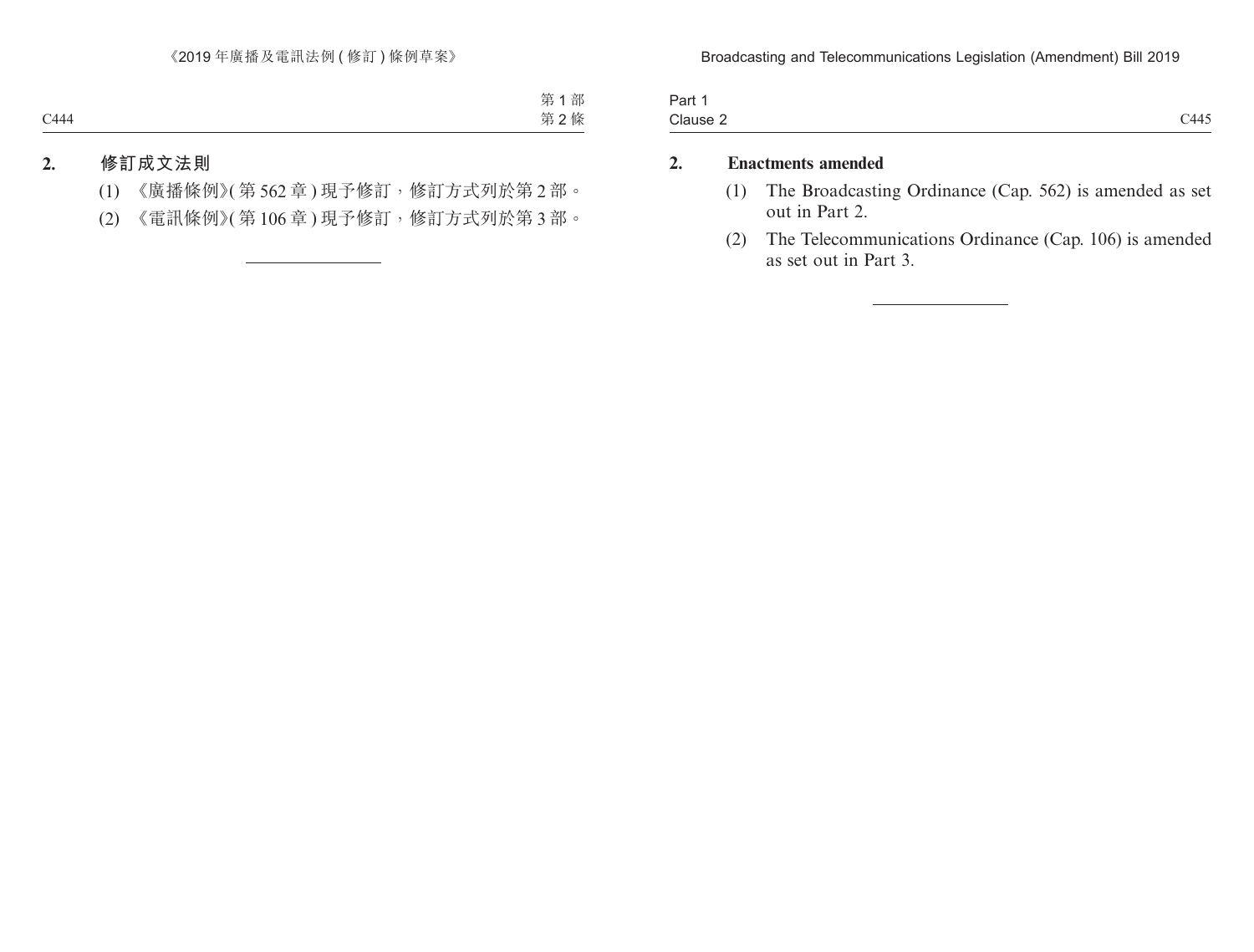## 2. 修訂成文法則

(1) 《廣播條例》(第 562 章) 現予修訂，修訂方式列於第 2 部。

(2) 《電訊條例》(第 106 章) 現予修訂，修訂方式列於第 3 部。

---

## 2. Enactments amended

(1) The Broadcasting Ordinance (Cap. 562) is amended as set out in Part 2.

(2) The Telecommunications Ordinance (Cap. 106) is amended as set out in Part 3.

---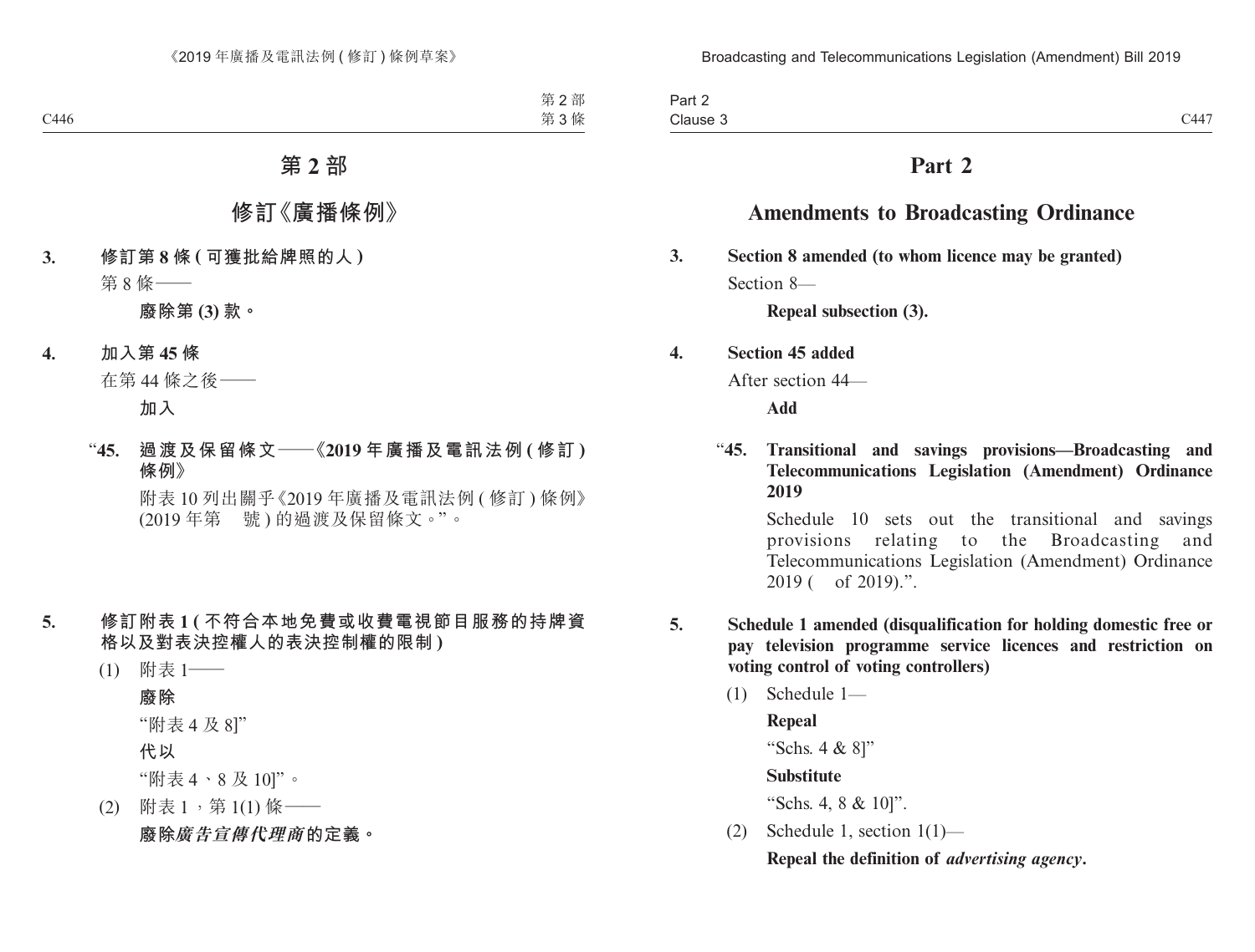# 第 2 部

## 修訂《廣播條例》

**3. 修訂第 8 條 (可獲批給牌照的人)**

第 8 條——

**廢除第 (3) 款。**

**4. 加入第 45 條**

在第 44 條之後——

**加入**

"**45. 過渡及保留條文——《2019 年廣播及電訊法例 (修訂) 條例》**

附表 10 列出關乎《2019 年廣播及電訊法例 (修訂) 條例》(2019 年第 號) 的過渡及保留條文。"。

**5. 修訂附表 1 (不符合本地免費或收費電視節目服務的持牌資格以及對表決控權人的表決控制權的限制)**

(1) 附表 1——

**廢除**

"附表 4 及 8]"

**代以**

"附表 4、8 及 10]"。

(2) 附表 1，第 1(1) 條——

**廢除*廣告宣傳代理商*的定義。**

# Part 2

## Amendments to Broadcasting Ordinance

**3. Section 8 amended (to whom licence may be granted)**

Section 8—

**Repeal subsection (3).**

**4. Section 45 added**

After section 44—

**Add**

"**45. Transitional and savings provisions—Broadcasting and Telecommunications Legislation (Amendment) Ordinance 2019**

Schedule 10 sets out the transitional and savings provisions relating to the Broadcasting and Telecommunications Legislation (Amendment) Ordinance 2019 ( of 2019).".

**5. Schedule 1 amended (disqualification for holding domestic free or pay television programme service licences and restriction on voting control of voting controllers)**

(1) Schedule 1—

**Repeal**

"Schs. 4 & 8]"

**Substitute**

"Schs. 4, 8 & 10]".

(2) Schedule 1, section 1(1)—

**Repeal the definition of *advertising agency*.**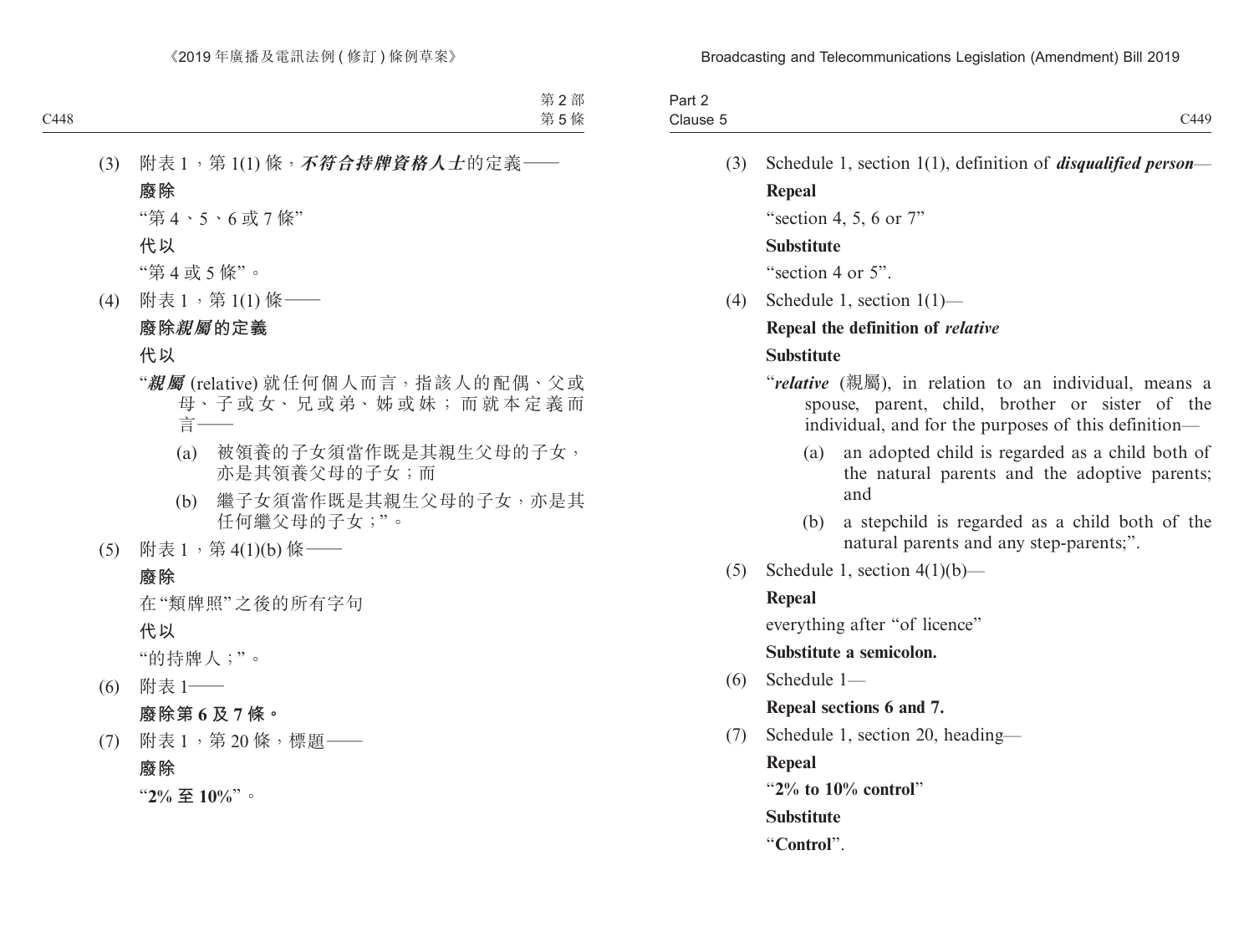(3) 附表 1，第 1(1) 條，***不符合持牌資格人士***的定義——

**廢除**

“第 4、5、6 或 7 條”

**代以**

“第 4 或 5 條”。

(4) 附表 1，第 1(1) 條——

**廢除*親屬*的定義**

**代以**

“***親屬*** (relative) 就任何個人而言，指該人的配偶、父或母、子或女、兄或弟、姊或妹；而就本定義而言——

(a) 被領養的子女須當作既是其親生父母的子女，亦是其領養父母的子女；而

(b) 繼子女須當作既是其親生父母的子女，亦是其任何繼父母的子女；”。

(5) 附表 1，第 4(1)(b) 條——

**廢除**

在“類牌照”之後的所有字句

**代以**

“的持牌人；”。

(6) 附表 1——

**廢除第 6 及 7 條。**

(7) 附表 1，第 20 條，標題——

**廢除**

“**2% 至 10%**”。

(3) Schedule 1, section 1(1), definition of ***disqualified person***—

**Repeal**

“section 4, 5, 6 or 7”

**Substitute**

“section 4 or 5”.

(4) Schedule 1, section 1(1)—

**Repeal the definition of *relative***

**Substitute**

“***relative*** (親屬), in relation to an individual, means a spouse, parent, child, brother or sister of the individual, and for the purposes of this definition—

(a) an adopted child is regarded as a child both of the natural parents and the adoptive parents; and

(b) a stepchild is regarded as a child both of the natural parents and any step-parents;”.

(5) Schedule 1, section 4(1)(b)—

**Repeal**

everything after “of licence”

**Substitute a semicolon.**

(6) Schedule 1—

**Repeal sections 6 and 7.**

(7) Schedule 1, section 20, heading—

**Repeal**

“**2% to 10% control**”

**Substitute**

“**Control**”.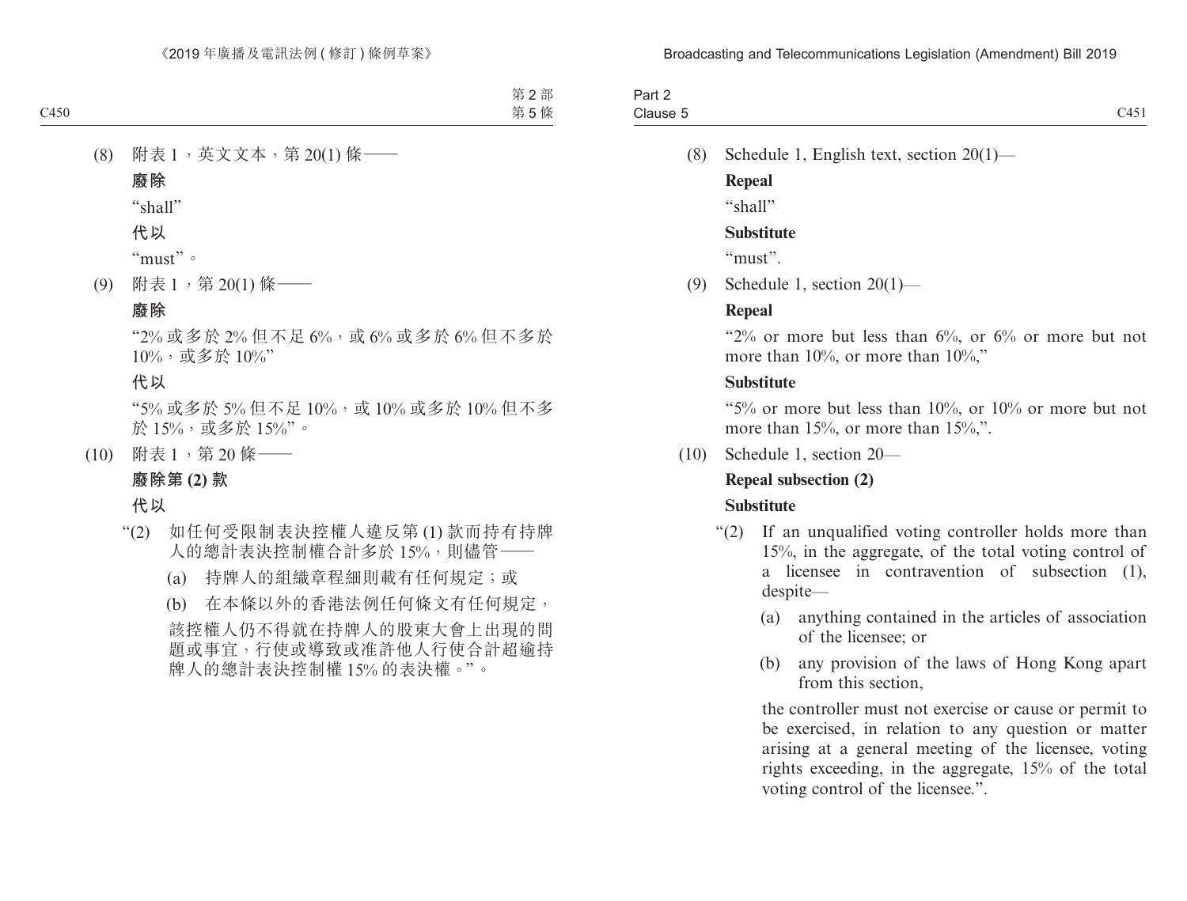第 2 部
第 5 條

(8) 附表 1，英文文本，第 20(1) 條——

**廢除**

“shall”

**代以**

“must”。

(9) 附表 1，第 20(1) 條——

**廢除**

“2% 或多於 2% 但不足 6%，或 6% 或多於 6% 但不多於 10%，或多於 10%”

**代以**

“5% 或多於 5% 但不足 10%，或 10% 或多於 10% 但不多於 15%，或多於 15%”。

(10) 附表 1，第 20 條——

**廢除第 (2) 款**

**代以**

“(2) 如任何受限制表決控權人違反第 (1) 款而持有持牌人的總計表決控制權合計多於 15%，則儘管——

(a) 持牌人的組織章程細則載有任何規定；或

(b) 在本條以外的香港法例任何條文有任何規定，

該控權人仍不得就在持牌人的股東大會上出現的問題或事宜，行使或導致或准許他人行使合計超逾持牌人的總計表決控制權 15% 的表決權。”。

Part 2
Clause 5

(8) Schedule 1, English text, section 20(1)—

**Repeal**

“shall”

**Substitute**

“must”.

(9) Schedule 1, section 20(1)—

**Repeal**

“2% or more but less than 6%, or 6% or more but not more than 10%, or more than 10%,”

**Substitute**

“5% or more but less than 10%, or 10% or more but not more than 15%, or more than 15%,”.

(10) Schedule 1, section 20—

**Repeal subsection (2)**

**Substitute**

“(2) If an unqualified voting controller holds more than 15%, in the aggregate, of the total voting control of a licensee in contravention of subsection (1), despite—

(a) anything contained in the articles of association of the licensee; or

(b) any provision of the laws of Hong Kong apart from this section,

the controller must not exercise or cause or permit to be exercised, in relation to any question or matter arising at a general meeting of the licensee, voting rights exceeding, in the aggregate, 15% of the total voting control of the licensee.”.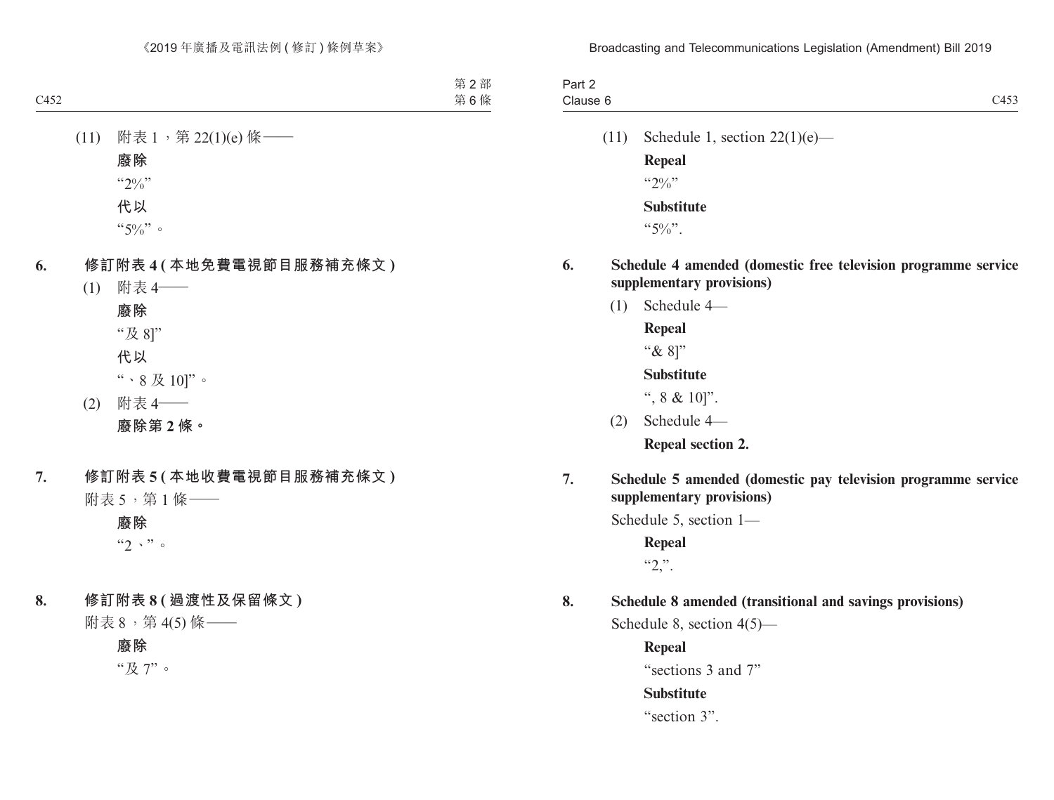(11) 附表 1，第 22(1)(e) 條——

**廢除**

“2%”

**代以**

“5%”。

**6. 修訂附表 4 (本地免費電視節目服務補充條文)**

(1) 附表 4——

**廢除**

“及 8]”

**代以**

“、8 及 10]”。

(2) 附表 4——

**廢除第 2 條。**

**7. 修訂附表 5 (本地收費電視節目服務補充條文)**

附表 5，第 1 條——

**廢除**

“2、”。

**8. 修訂附表 8 (過渡性及保留條文)**

附表 8，第 4(5) 條——

**廢除**

“及 7”。

(11) Schedule 1, section 22(1)(e)—

**Repeal**

“2%”

**Substitute**

“5%”.

**6. Schedule 4 amended (domestic free television programme service supplementary provisions)**

(1) Schedule 4—

**Repeal**

“& 8]”

**Substitute**

“, 8 & 10]”.

(2) Schedule 4—

**Repeal section 2.**

**7. Schedule 5 amended (domestic pay television programme service supplementary provisions)**

Schedule 5, section 1—

**Repeal**

“2,”.

**8. Schedule 8 amended (transitional and savings provisions)**

Schedule 8, section 4(5)—

**Repeal**

“sections 3 and 7”

**Substitute**

“section 3”.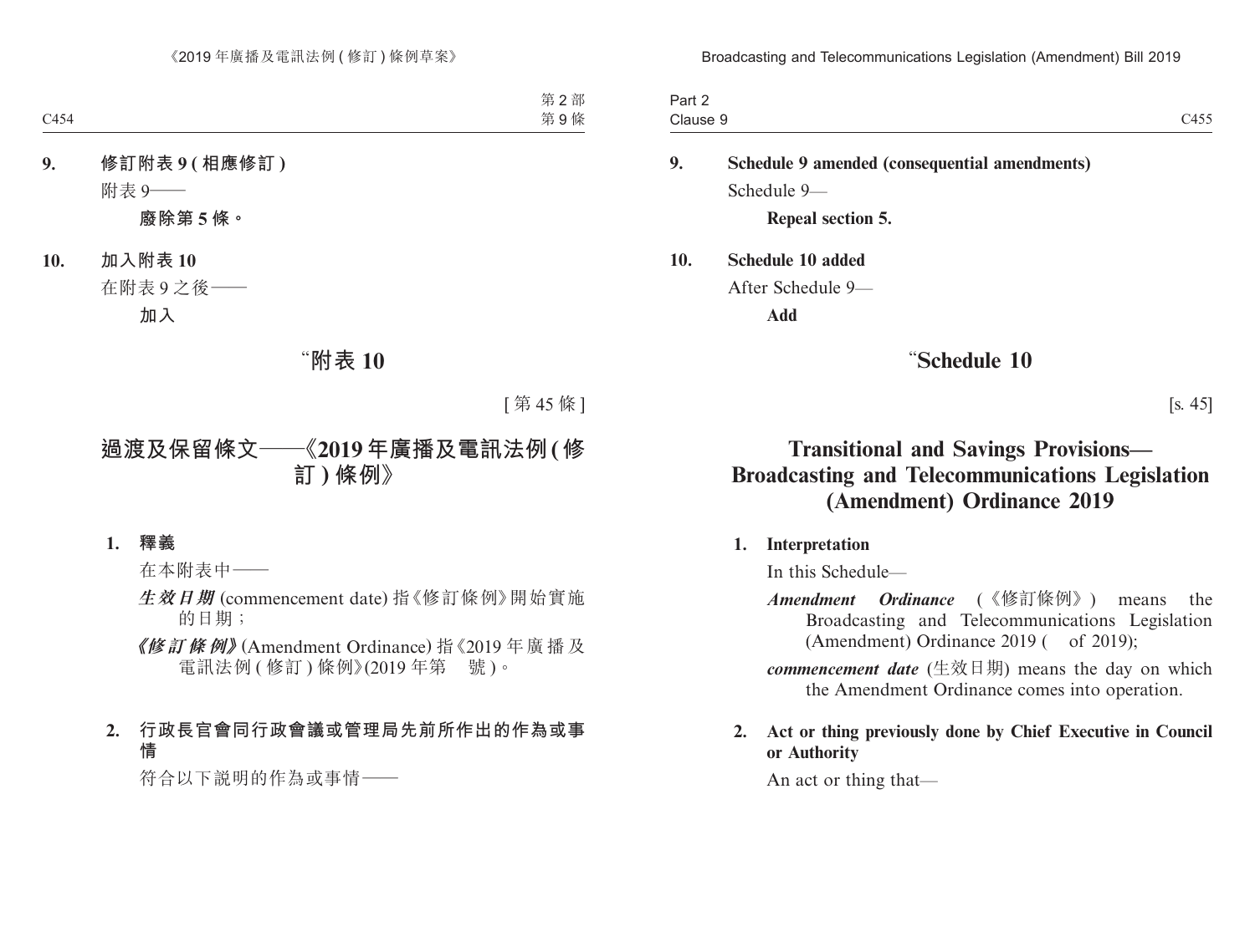**9. 修訂附表 9 (相應修訂)**

附表 9——

**廢除第 5 條。**

**10. 加入附表 10**

在附表 9 之後——

**加入**

## “附表 10

[第 45 條]

## 過渡及保留條文——《2019 年廣播及電訊法例 (修訂) 條例》

**1. 釋義**

在本附表中——

***生效日期*** (commencement date) 指《修訂條例》開始實施的日期；

***《修訂條例》*** (Amendment Ordinance) 指《2019 年廣播及電訊法例 (修訂) 條例》(2019 年第　號)。

**2. 行政長官會同行政會議或管理局先前所作出的作為或事情**

符合以下說明的作為或事情——

**9. Schedule 9 amended (consequential amendments)**

Schedule 9—

**Repeal section 5.**

**10. Schedule 10 added**

After Schedule 9—

**Add**

## “Schedule 10

[s. 45]

## Transitional and Savings Provisions—Broadcasting and Telecommunications Legislation (Amendment) Ordinance 2019

**1. Interpretation**

In this Schedule—

***Amendment Ordinance*** (《修訂條例》) means the Broadcasting and Telecommunications Legislation (Amendment) Ordinance 2019 (　of 2019);

***commencement date*** (生效日期) means the day on which the Amendment Ordinance comes into operation.

**2. Act or thing previously done by Chief Executive in Council or Authority**

An act or thing that—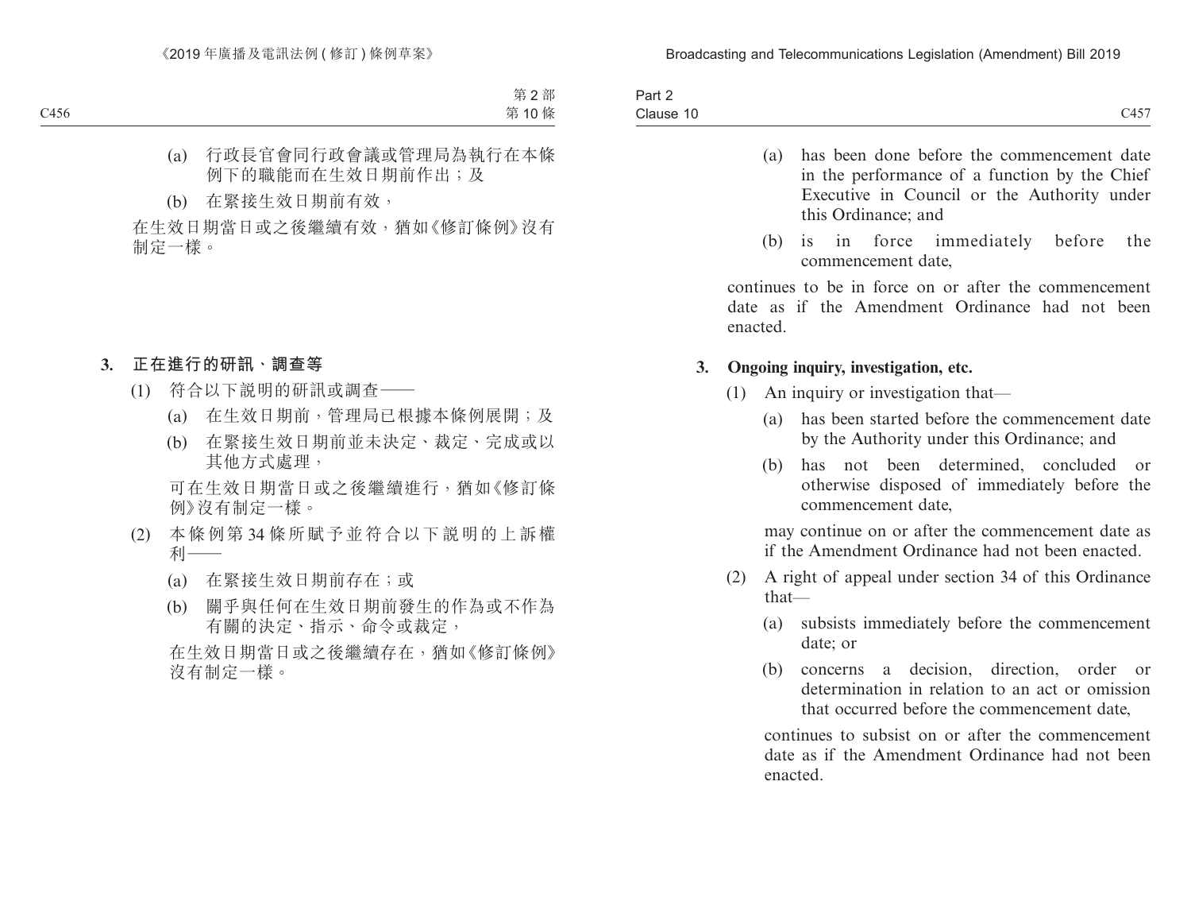(a) 行政長官會同行政會議或管理局為執行在本條例下的職能而在生效日期前作出；及

(b) 在緊接生效日期前有效，

在生效日期當日或之後繼續有效，猶如《修訂條例》沒有制定一樣。

### 3. 正在進行的研訊、調查等

(1) 符合以下說明的研訊或調查——

(a) 在生效日期前，管理局已根據本條例展開；及

(b) 在緊接生效日期前並未決定、裁定、完成或以其他方式處理，

可在生效日期當日或之後繼續進行，猶如《修訂條例》沒有制定一樣。

(2) 本條例第 34 條所賦予並符合以下說明的上訴權利——

(a) 在緊接生效日期前存在；或

(b) 關乎與任何在生效日期前發生的作為或不作為有關的決定、指示、命令或裁定，

在生效日期當日或之後繼續存在，猶如《修訂條例》沒有制定一樣。

(a) has been done before the commencement date in the performance of a function by the Chief Executive in Council or the Authority under this Ordinance; and

(b) is in force immediately before the commencement date,

continues to be in force on or after the commencement date as if the Amendment Ordinance had not been enacted.

### 3. Ongoing inquiry, investigation, etc.

(1) An inquiry or investigation that—

(a) has been started before the commencement date by the Authority under this Ordinance; and

(b) has not been determined, concluded or otherwise disposed of immediately before the commencement date,

may continue on or after the commencement date as if the Amendment Ordinance had not been enacted.

(2) A right of appeal under section 34 of this Ordinance that—

(a) subsists immediately before the commencement date; or

(b) concerns a decision, direction, order or determination in relation to an act or omission that occurred before the commencement date,

continues to subsist on or after the commencement date as if the Amendment Ordinance had not been enacted.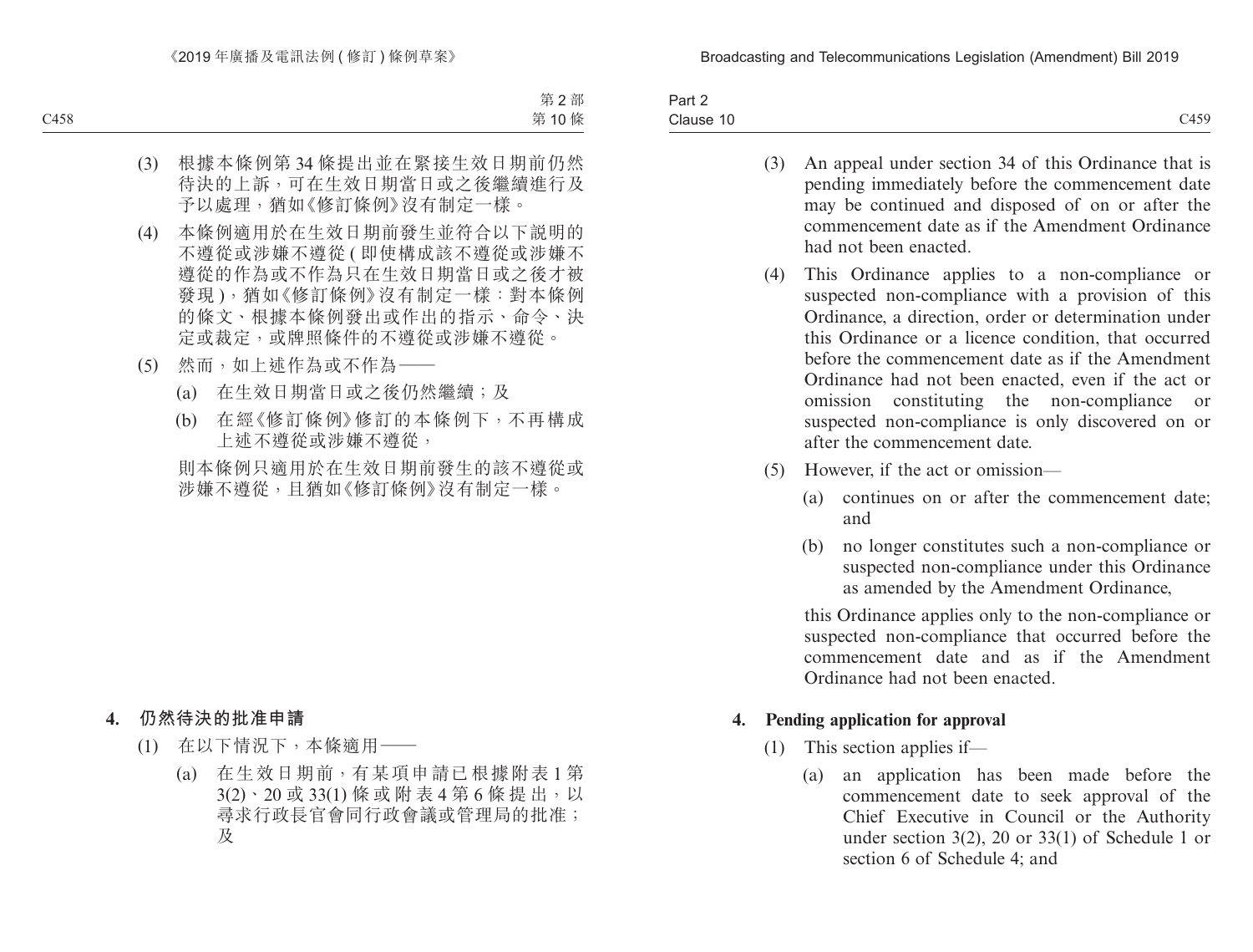(3) 根據本條例第 34 條提出並在緊接生效日期前仍然待決的上訴，可在生效日期當日或之後繼續進行及予以處理，猶如《修訂條例》沒有制定一樣。

(4) 本條例適用於在生效日期前發生並符合以下說明的不遵從或涉嫌不遵從 (即使構成該不遵從或涉嫌不遵從的作為或不作為只在生效日期當日或之後才被發現)，猶如《修訂條例》沒有制定一樣：對本條例的條文、根據本條例發出或作出的指示、命令、決定或裁定，或牌照條件的不遵從或涉嫌不遵從。

(5) 然而，如上述作為或不作為——

(a) 在生效日期當日或之後仍然繼續；及

(b) 在經《修訂條例》修訂的本條例下，不再構成上述不遵從或涉嫌不遵從，

則本條例只適用於在生效日期前發生的該不遵從或涉嫌不遵從，且猶如《修訂條例》沒有制定一樣。

**4. 仍然待決的批准申請**

(1) 在以下情況下，本條適用——

(a) 在生效日期前，有某項申請已根據附表 1 第 3(2)、20 或 33(1) 條或附表 4 第 6 條提出，以尋求行政長官會同行政會議或管理局的批准；及

(3) An appeal under section 34 of this Ordinance that is pending immediately before the commencement date may be continued and disposed of on or after the commencement date as if the Amendment Ordinance had not been enacted.

(4) This Ordinance applies to a non-compliance or suspected non-compliance with a provision of this Ordinance, a direction, order or determination under this Ordinance or a licence condition, that occurred before the commencement date as if the Amendment Ordinance had not been enacted, even if the act or omission constituting the non-compliance or suspected non-compliance is only discovered on or after the commencement date.

(5) However, if the act or omission—

(a) continues on or after the commencement date; and

(b) no longer constitutes such a non-compliance or suspected non-compliance under this Ordinance as amended by the Amendment Ordinance,

this Ordinance applies only to the non-compliance or suspected non-compliance that occurred before the commencement date and as if the Amendment Ordinance had not been enacted.

**4. Pending application for approval**

(1) This section applies if—

(a) an application has been made before the commencement date to seek approval of the Chief Executive in Council or the Authority under section 3(2), 20 or 33(1) of Schedule 1 or section 6 of Schedule 4; and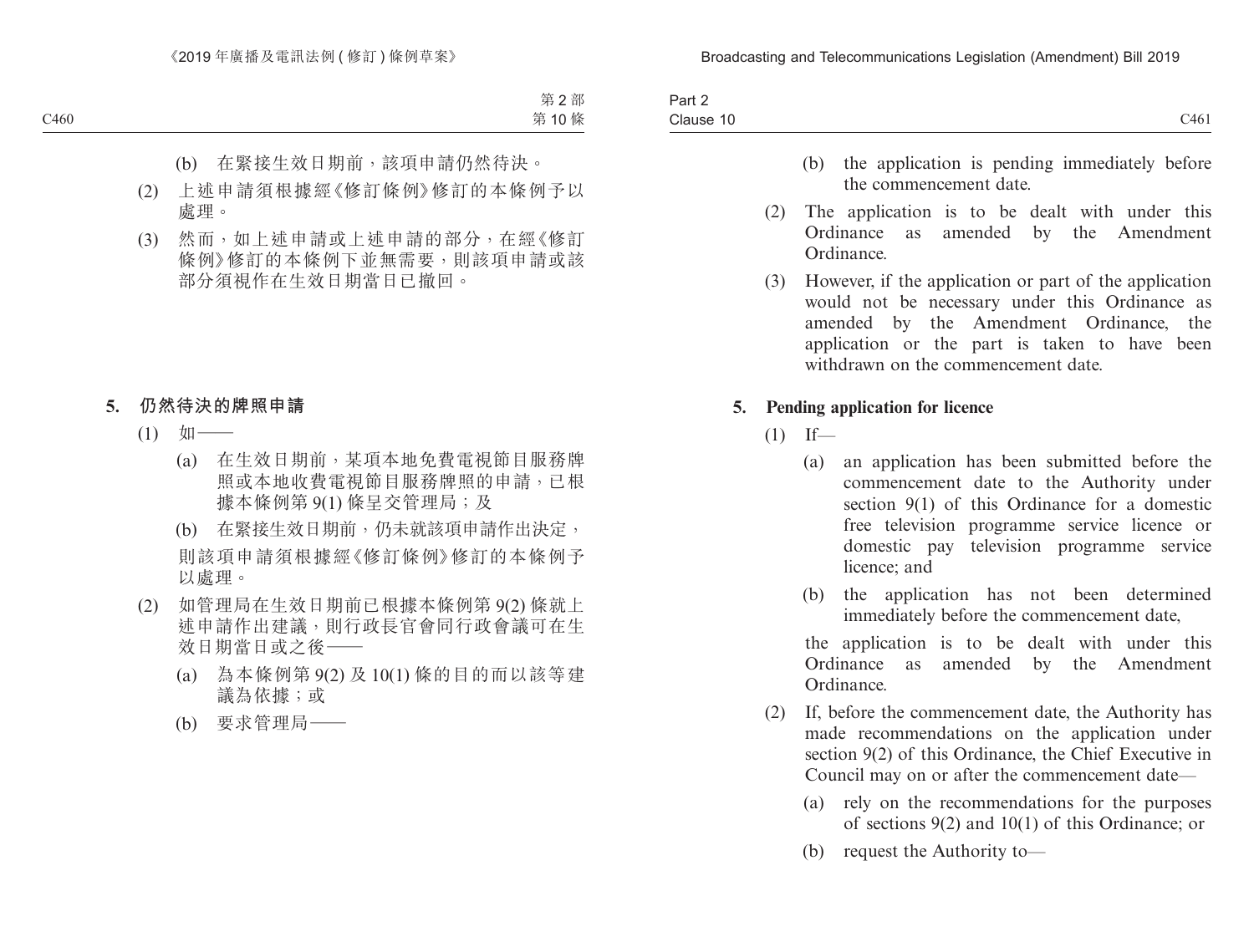(b) 在緊接生效日期前，該項申請仍然待決。

(2) 上述申請須根據經《修訂條例》修訂的本條例予以處理。

(3) 然而，如上述申請或上述申請的部分，在經《修訂條例》修訂的本條例下並無需要，則該項申請或該部分須視作在生效日期當日已撤回。

**5. 仍然待決的牌照申請**

(1) 如——

(a) 在生效日期前，某項本地免費電視節目服務牌照或本地收費電視節目服務牌照的申請，已根據本條例第 9(1) 條呈交管理局；及

(b) 在緊接生效日期前，仍未就該項申請作出決定，

則該項申請須根據經《修訂條例》修訂的本條例予以處理。

(2) 如管理局在生效日期前已根據本條例第 9(2) 條就上述申請作出建議，則行政長官會同行政會議可在生效日期當日或之後——

(a) 為本條例第 9(2) 及 10(1) 條的目的而以該等建議為依據；或

(b) 要求管理局——

(b) the application is pending immediately before the commencement date.

(2) The application is to be dealt with under this Ordinance as amended by the Amendment Ordinance.

(3) However, if the application or part of the application would not be necessary under this Ordinance as amended by the Amendment Ordinance, the application or the part is taken to have been withdrawn on the commencement date.

**5. Pending application for licence**

(1) If—

(a) an application has been submitted before the commencement date to the Authority under section 9(1) of this Ordinance for a domestic free television programme service licence or domestic pay television programme service licence; and

(b) the application has not been determined immediately before the commencement date,

the application is to be dealt with under this Ordinance as amended by the Amendment Ordinance.

(2) If, before the commencement date, the Authority has made recommendations on the application under section 9(2) of this Ordinance, the Chief Executive in Council may on or after the commencement date—

(a) rely on the recommendations for the purposes of sections 9(2) and 10(1) of this Ordinance; or

(b) request the Authority to—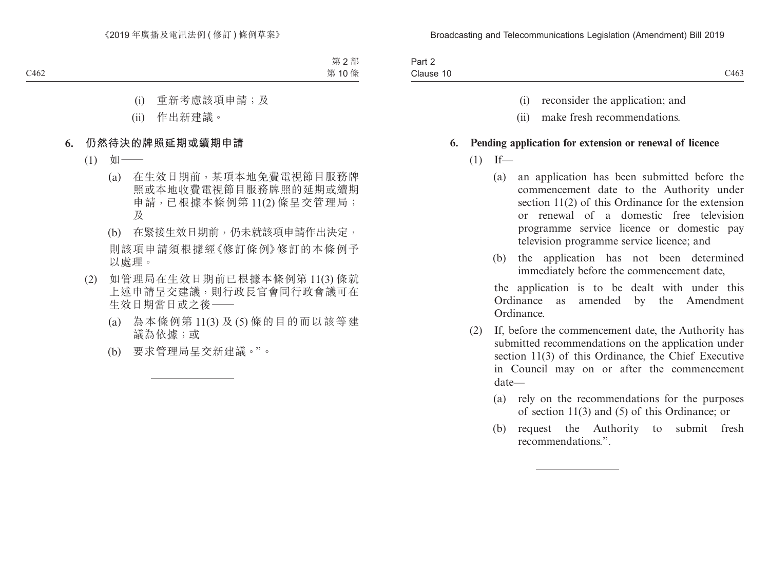(i) 重新考慮該項申請；及

(ii) 作出新建議。

**6. 仍然待決的牌照延期或續期申請**

(1) 如——

(a) 在生效日期前，某項本地免費電視節目服務牌照或本地收費電視節目服務牌照的延期或續期申請，已根據本條例第 11(2) 條呈交管理局；及

(b) 在緊接生效日期前，仍未就該項申請作出決定，

則該項申請須根據經《修訂條例》修訂的本條例予以處理。

(2) 如管理局在生效日期前已根據本條例第 11(3) 條就上述申請呈交建議，則行政長官會同行政會議可在生效日期當日或之後——

(a) 為本條例第 11(3) 及 (5) 條的目的而以該等建議為依據；或

(b) 要求管理局呈交新建議。”。

---

(i) reconsider the application; and

(ii) make fresh recommendations.

**6. Pending application for extension or renewal of licence**

(1) If—

(a) an application has been submitted before the commencement date to the Authority under section 11(2) of this Ordinance for the extension or renewal of a domestic free television programme service licence or domestic pay television programme service licence; and

(b) the application has not been determined immediately before the commencement date,

the application is to be dealt with under this Ordinance as amended by the Amendment Ordinance.

(2) If, before the commencement date, the Authority has submitted recommendations on the application under section 11(3) of this Ordinance, the Chief Executive in Council may on or after the commencement date—

(a) rely on the recommendations for the purposes of section 11(3) and (5) of this Ordinance; or

(b) request the Authority to submit fresh recommendations.”.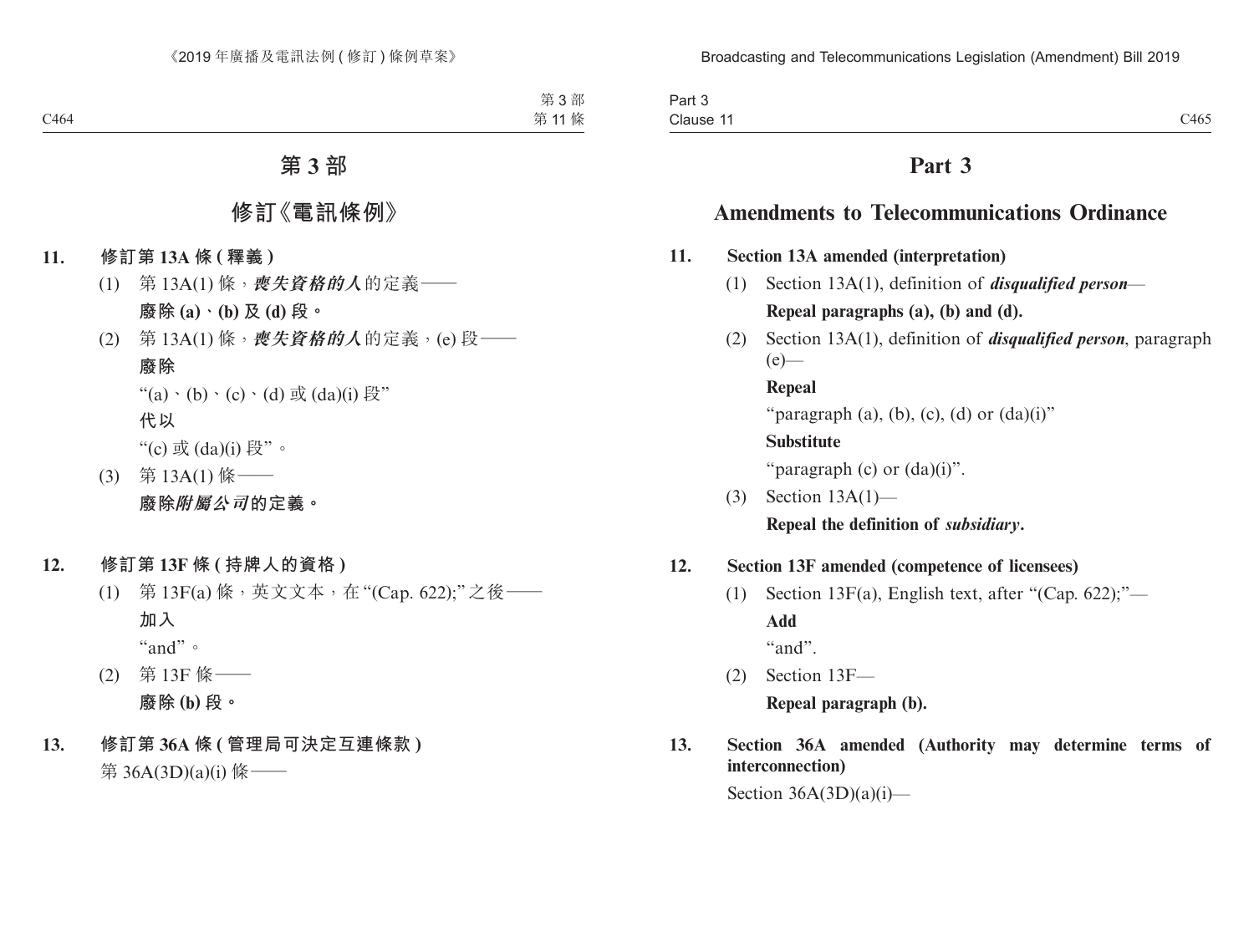# 第 3 部

## 修訂《電訊條例》

**11. 修訂第 13A 條 (釋義)**

(1) 第 13A(1) 條，***喪失資格的人***的定義——

**廢除 (a)、(b) 及 (d) 段。**

(2) 第 13A(1) 條，***喪失資格的人***的定義，(e) 段——

**廢除**

“(a)、(b)、(c)、(d) 或 (da)(i) 段”

**代以**

“(c) 或 (da)(i) 段”。

(3) 第 13A(1) 條——

**廢除*附屬公司*的定義。**

**12. 修訂第 13F 條 (持牌人的資格)**

(1) 第 13F(a) 條，英文文本，在 “(Cap. 622);” 之後——

**加入**

“and”。

(2) 第 13F 條——

**廢除 (b) 段。**

**13. 修訂第 36A 條 (管理局可決定互連條款)**

第 36A(3D)(a)(i) 條——

# Part 3

## Amendments to Telecommunications Ordinance

**11. Section 13A amended (interpretation)**

(1) Section 13A(1), definition of ***disqualified person***—

**Repeal paragraphs (a), (b) and (d).**

(2) Section 13A(1), definition of ***disqualified person***, paragraph (e)—

**Repeal**

“paragraph (a), (b), (c), (d) or (da)(i)”

**Substitute**

“paragraph (c) or (da)(i)”.

(3) Section 13A(1)—

**Repeal the definition of *subsidiary*.**

**12. Section 13F amended (competence of licensees)**

(1) Section 13F(a), English text, after “(Cap. 622);”—

**Add**

“and”.

(2) Section 13F—

**Repeal paragraph (b).**

**13. Section 36A amended (Authority may determine terms of interconnection)**

Section 36A(3D)(a)(i)—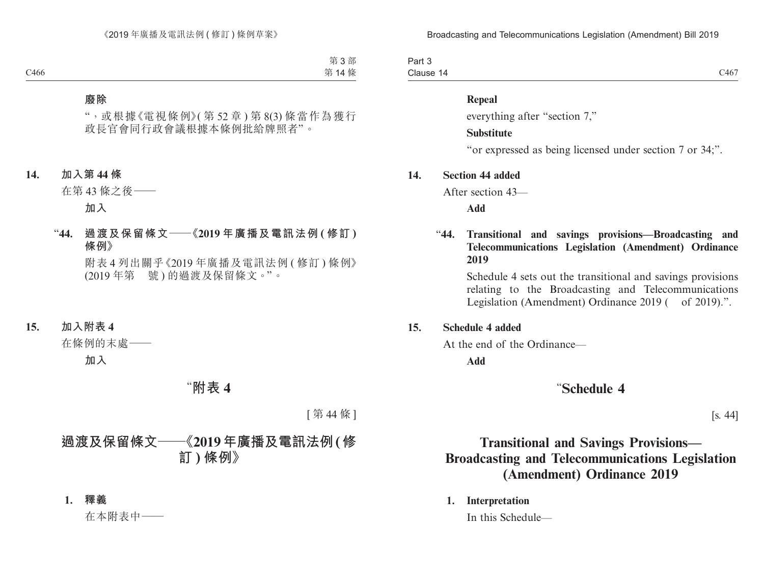**廢除**

“，或根據《電視條例》(第 52 章) 第 8(3) 條當作為獲行政長官會同行政會議根據本條例批給牌照者”。

**14. 加入第 44 條**

在第 43 條之後——

**加入**

“**44. 過渡及保留條文——《2019 年廣播及電訊法例 (修訂) 條例》**

附表 4 列出關乎《2019 年廣播及電訊法例 (修訂) 條例》(2019 年第 號) 的過渡及保留條文。”。

**15. 加入附表 4**

在條例的末處——

**加入**

## “附表 4

[第 44 條]

## 過渡及保留條文——《2019 年廣播及電訊法例 (修訂) 條例》

**1. 釋義**

在本附表中——

**Repeal**

everything after “section 7,”

**Substitute**

“or expressed as being licensed under section 7 or 34;”.

**14. Section 44 added**

After section 43—

**Add**

“**44. Transitional and savings provisions—Broadcasting and Telecommunications Legislation (Amendment) Ordinance 2019**

Schedule 4 sets out the transitional and savings provisions relating to the Broadcasting and Telecommunications Legislation (Amendment) Ordinance 2019 ( of 2019).”.

**15. Schedule 4 added**

At the end of the Ordinance—

**Add**

## “Schedule 4

[s. 44]

## Transitional and Savings Provisions—Broadcasting and Telecommunications Legislation (Amendment) Ordinance 2019

**1. Interpretation**

In this Schedule—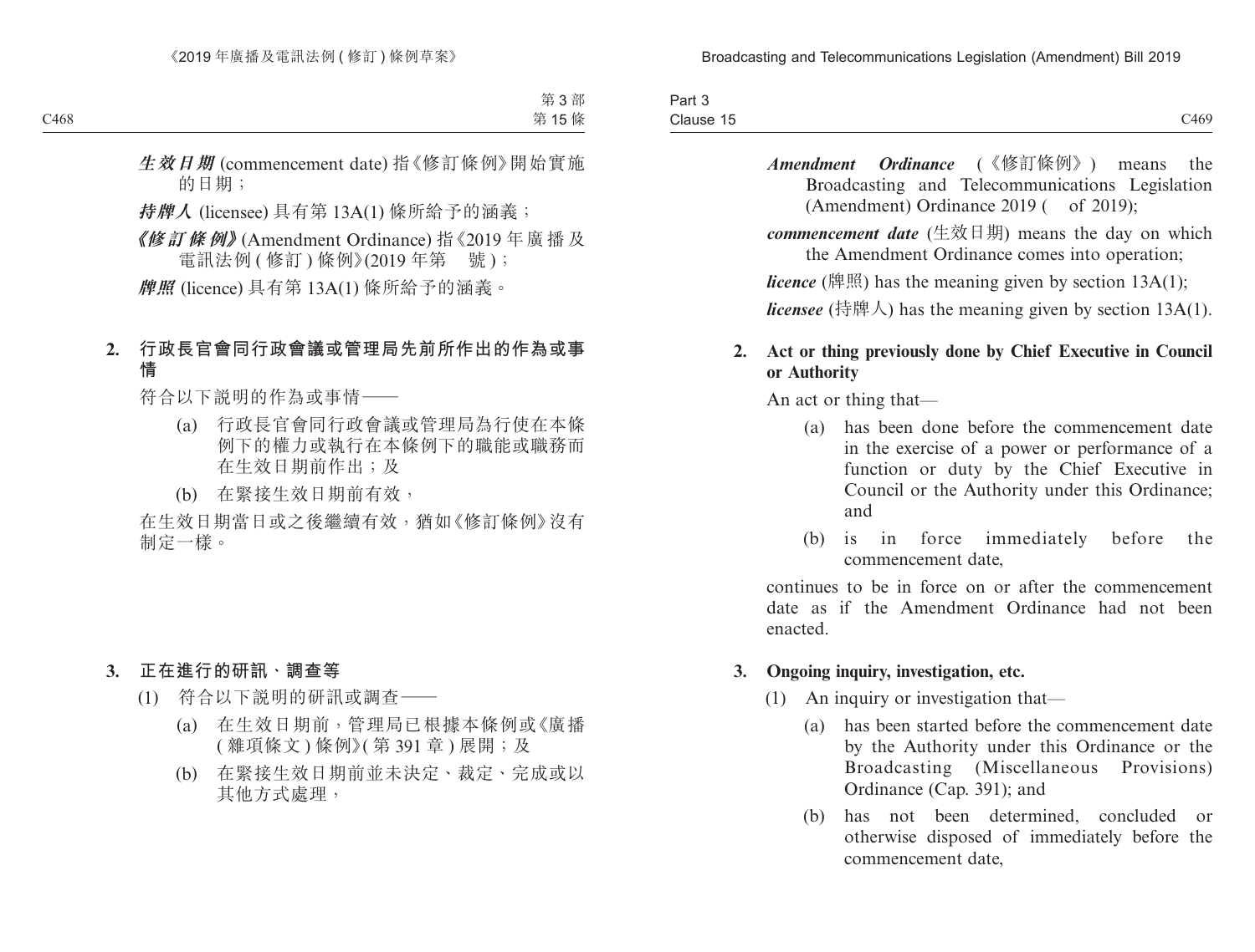***生效日期*** (commencement date) 指《修訂條例》開始實施的日期；

***持牌人*** (licensee) 具有第 13A(1) 條所給予的涵義；

***《修訂條例》*** (Amendment Ordinance) 指《2019 年廣播及電訊法例 ( 修訂 ) 條例》(2019 年第　號 )；

***牌照*** (licence) 具有第 13A(1) 條所給予的涵義。

**2. 行政長官會同行政會議或管理局先前所作出的作為或事情**

符合以下說明的作為或事情——

(a) 行政長官會同行政會議或管理局為行使在本條例下的權力或執行在本條例下的職能或職務而在生效日期前作出；及

(b) 在緊接生效日期前有效，

在生效日期當日或之後繼續有效，猶如《修訂條例》沒有制定一樣。

**3. 正在進行的研訊、調查等**

(1) 符合以下說明的研訊或調查——

(a) 在生效日期前，管理局已根據本條例或《廣播 ( 雜項條文 ) 條例》( 第 391 章 ) 展開；及

(b) 在緊接生效日期前並未決定、裁定、完成或以其他方式處理，

***Amendment Ordinance*** (《修訂條例》) means the Broadcasting and Telecommunications Legislation (Amendment) Ordinance 2019 (　of 2019);

***commencement date*** (生效日期) means the day on which the Amendment Ordinance comes into operation;

***licence*** (牌照) has the meaning given by section 13A(1);

***licensee*** (持牌人) has the meaning given by section 13A(1).

**2. Act or thing previously done by Chief Executive in Council or Authority**

An act or thing that—

(a) has been done before the commencement date in the exercise of a power or performance of a function or duty by the Chief Executive in Council or the Authority under this Ordinance; and

(b) is in force immediately before the commencement date,

continues to be in force on or after the commencement date as if the Amendment Ordinance had not been enacted.

**3. Ongoing inquiry, investigation, etc.**

(1) An inquiry or investigation that—

(a) has been started before the commencement date by the Authority under this Ordinance or the Broadcasting (Miscellaneous Provisions) Ordinance (Cap. 391); and

(b) has not been determined, concluded or otherwise disposed of immediately before the commencement date,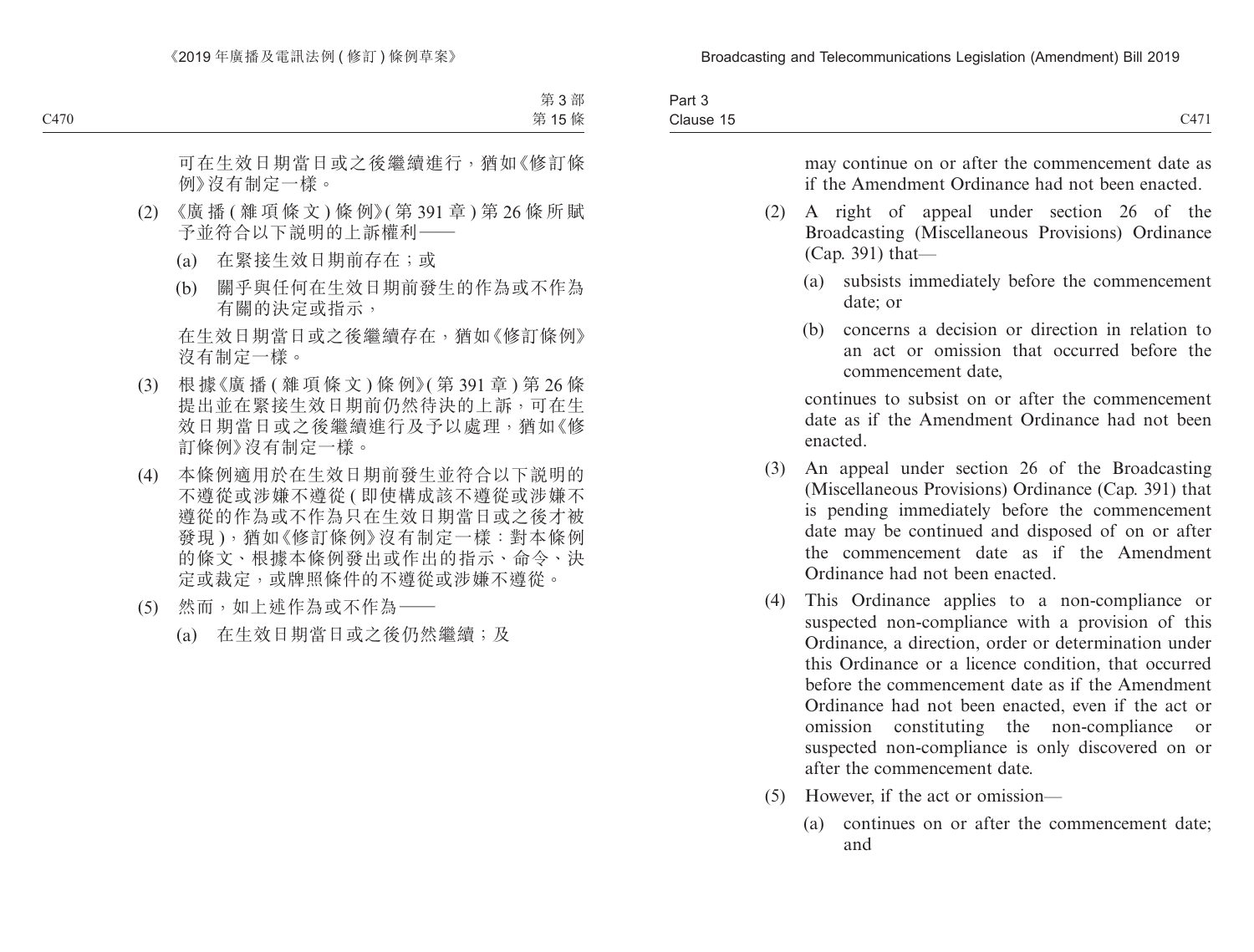可在生效日期當日或之後繼續進行，猶如《修訂條例》沒有制定一樣。

(2) 《廣播(雜項條文)條例》(第391章)第26條所賦予並符合以下說明的上訴權利——

(a) 在緊接生效日期前存在；或

(b) 關乎與任何在生效日期前發生的作為或不作為有關的決定或指示，

在生效日期當日或之後繼續存在，猶如《修訂條例》沒有制定一樣。

(3) 根據《廣播(雜項條文)條例》(第391章)第26條提出並在緊接生效日期前仍然待決的上訴，可在生效日期當日或之後繼續進行及予以處理，猶如《修訂條例》沒有制定一樣。

(4) 本條例適用於在生效日期前發生並符合以下說明的不遵從或涉嫌不遵從(即使構成該不遵從或涉嫌不遵從的作為或不作為只在生效日期當日或之後才被發現)，猶如《修訂條例》沒有制定一樣：對本條例的條文、根據本條例發出或作出的指示、命令、決定或裁定，或牌照條件的不遵從或涉嫌不遵從。

(5) 然而，如上述作為或不作為——

(a) 在生效日期當日或之後仍然繼續；及

may continue on or after the commencement date as if the Amendment Ordinance had not been enacted.

(2) A right of appeal under section 26 of the Broadcasting (Miscellaneous Provisions) Ordinance (Cap. 391) that—

(a) subsists immediately before the commencement date; or

(b) concerns a decision or direction in relation to an act or omission that occurred before the commencement date,

continues to subsist on or after the commencement date as if the Amendment Ordinance had not been enacted.

(3) An appeal under section 26 of the Broadcasting (Miscellaneous Provisions) Ordinance (Cap. 391) that is pending immediately before the commencement date may be continued and disposed of on or after the commencement date as if the Amendment Ordinance had not been enacted.

(4) This Ordinance applies to a non-compliance or suspected non-compliance with a provision of this Ordinance, a direction, order or determination under this Ordinance or a licence condition, that occurred before the commencement date as if the Amendment Ordinance had not been enacted, even if the act or omission constituting the non-compliance or suspected non-compliance is only discovered on or after the commencement date.

(5) However, if the act or omission—

(a) continues on or after the commencement date; and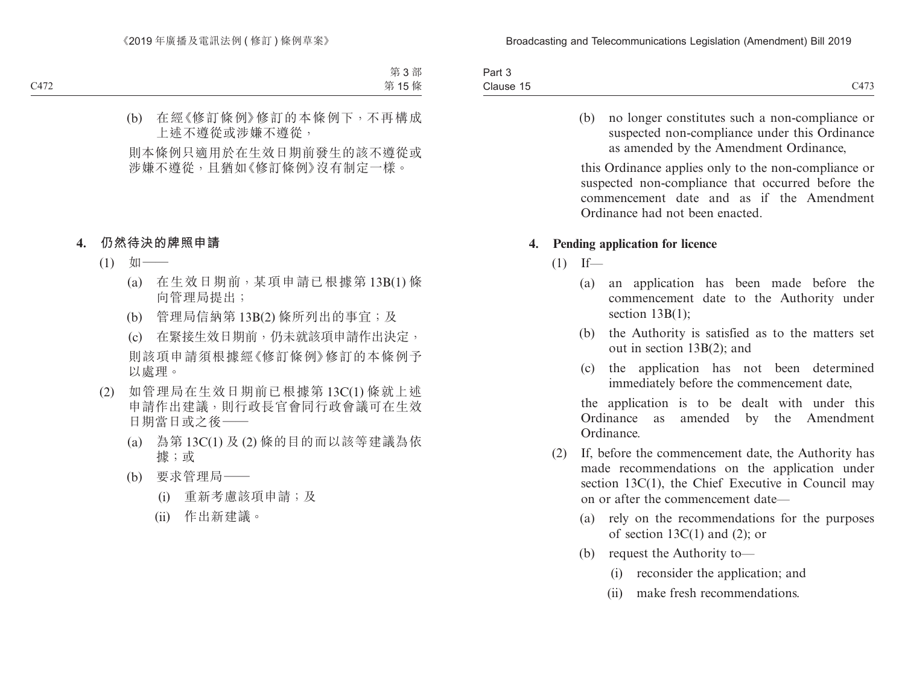(b) 在經《修訂條例》修訂的本條例下，不再構成上述不遵從或涉嫌不遵從，

則本條例只適用於在生效日期前發生的該不遵從或涉嫌不遵從，且猶如《修訂條例》沒有制定一樣。

**4. 仍然待決的牌照申請**

(1) 如——

(a) 在生效日期前，某項申請已根據第 13B(1) 條向管理局提出；

(b) 管理局信納第 13B(2) 條所列出的事宜；及

(c) 在緊接生效日期前，仍未就該項申請作出決定，

則該項申請須根據經《修訂條例》修訂的本條例予以處理。

(2) 如管理局在生效日期前已根據第 13C(1) 條就上述申請作出建議，則行政長官會同行政會議可在生效日期當日或之後——

(a) 為第 13C(1) 及 (2) 條的目的而以該等建議為依據；或

(b) 要求管理局——

(i) 重新考慮該項申請；及

(ii) 作出新建議。

(b) no longer constitutes such a non-compliance or suspected non-compliance under this Ordinance as amended by the Amendment Ordinance,

this Ordinance applies only to the non-compliance or suspected non-compliance that occurred before the commencement date and as if the Amendment Ordinance had not been enacted.

**4. Pending application for licence**

(1) If—

(a) an application has been made before the commencement date to the Authority under section 13B(1);

(b) the Authority is satisfied as to the matters set out in section 13B(2); and

(c) the application has not been determined immediately before the commencement date,

the application is to be dealt with under this Ordinance as amended by the Amendment Ordinance.

(2) If, before the commencement date, the Authority has made recommendations on the application under section 13C(1), the Chief Executive in Council may on or after the commencement date—

(a) rely on the recommendations for the purposes of section 13C(1) and (2); or

(b) request the Authority to—

(i) reconsider the application; and

(ii) make fresh recommendations.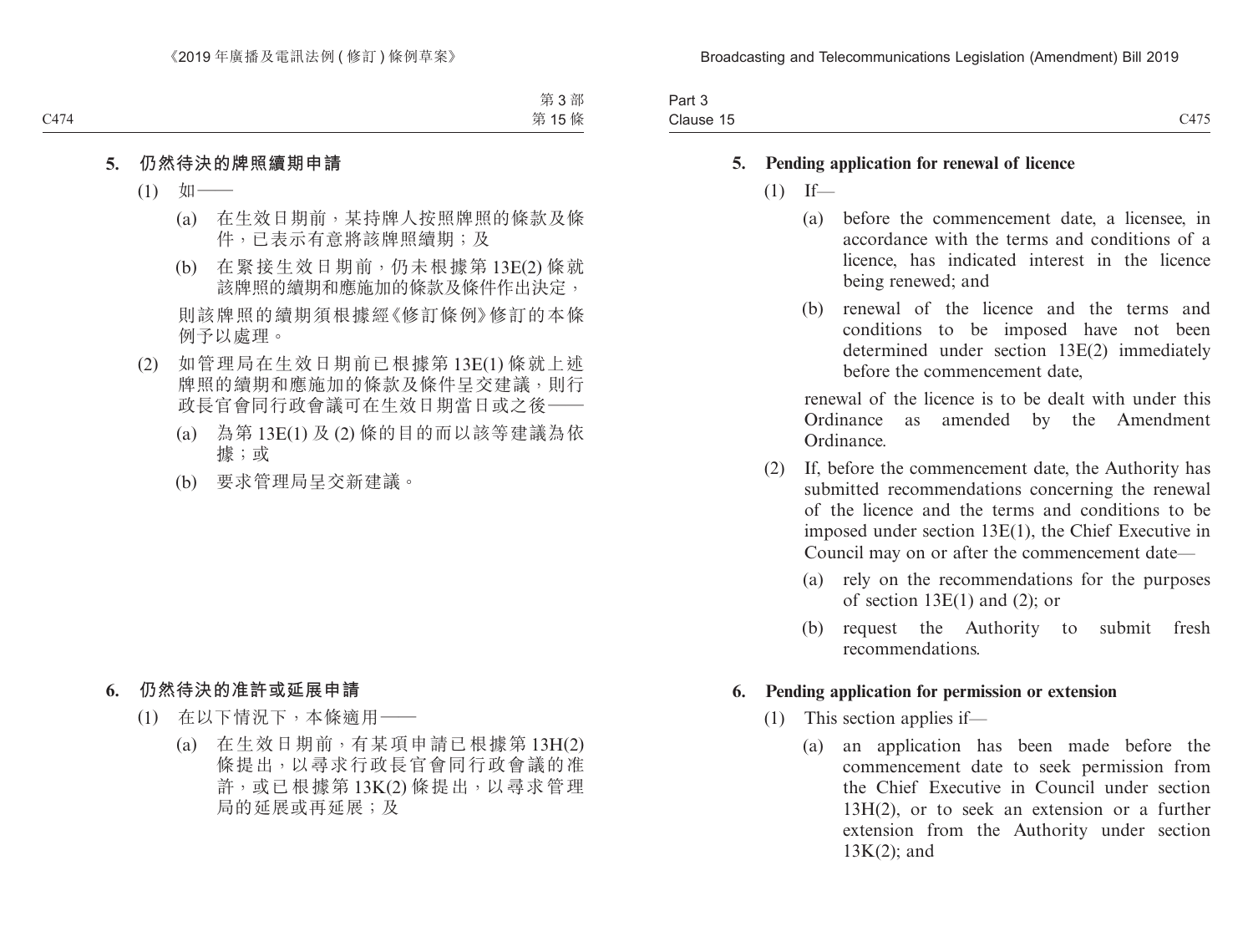### 5. 仍然待決的牌照續期申請

(1) 如——

(a) 在生效日期前，某持牌人按照牌照的條款及條件，已表示有意將該牌照續期；及

(b) 在緊接生效日期前，仍未根據第 13E(2) 條就該牌照的續期和應施加的條款及條件作出決定，

則該牌照的續期須根據經《修訂條例》修訂的本條例予以處理。

(2) 如管理局在生效日期前已根據第 13E(1) 條就上述牌照的續期和應施加的條款及條件呈交建議，則行政長官會同行政會議可在生效日期當日或之後——

(a) 為第 13E(1) 及 (2) 條的目的而以該等建議為依據；或

(b) 要求管理局呈交新建議。

### 6. 仍然待決的准許或延展申請

(1) 在以下情況下，本條適用——

(a) 在生效日期前，有某項申請已根據第 13H(2) 條提出，以尋求行政長官會同行政會議的准許，或已根據第 13K(2) 條提出，以尋求管理局的延展或再延展；及

### 5. Pending application for renewal of licence

(1) If—

(a) before the commencement date, a licensee, in accordance with the terms and conditions of a licence, has indicated interest in the licence being renewed; and

(b) renewal of the licence and the terms and conditions to be imposed have not been determined under section 13E(2) immediately before the commencement date,

renewal of the licence is to be dealt with under this Ordinance as amended by the Amendment Ordinance.

(2) If, before the commencement date, the Authority has submitted recommendations concerning the renewal of the licence and the terms and conditions to be imposed under section 13E(1), the Chief Executive in Council may on or after the commencement date—

(a) rely on the recommendations for the purposes of section 13E(1) and (2); or

(b) request the Authority to submit fresh recommendations.

### 6. Pending application for permission or extension

(1) This section applies if—

(a) an application has been made before the commencement date to seek permission from the Chief Executive in Council under section 13H(2), or to seek an extension or a further extension from the Authority under section 13K(2); and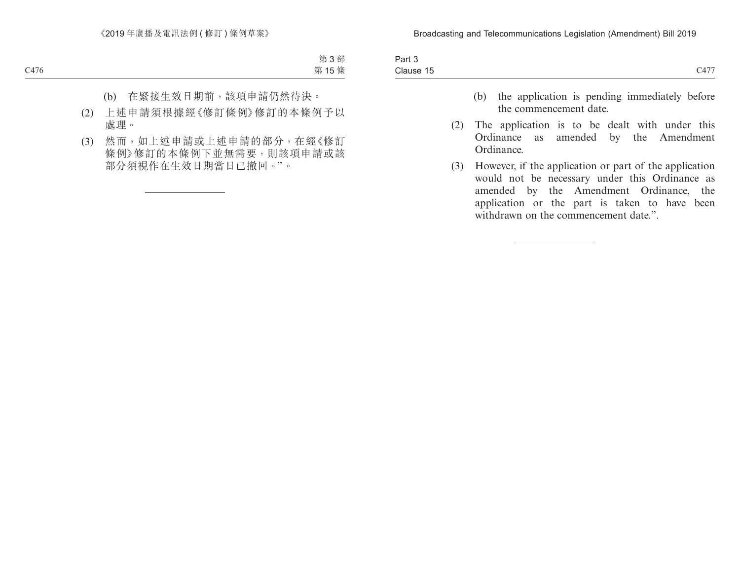(b) 在緊接生效日期前，該項申請仍然待決。

(2) 上述申請須根據經《修訂條例》修訂的本條例予以處理。

(3) 然而，如上述申請或上述申請的部分，在經《修訂條例》修訂的本條例下並無需要，則該項申請或該部分須視作在生效日期當日已撤回。”。

(b) the application is pending immediately before the commencement date.

(2) The application is to be dealt with under this Ordinance as amended by the Amendment Ordinance.

(3) However, if the application or part of the application would not be necessary under this Ordinance as amended by the Amendment Ordinance, the application or the part is taken to have been withdrawn on the commencement date.”.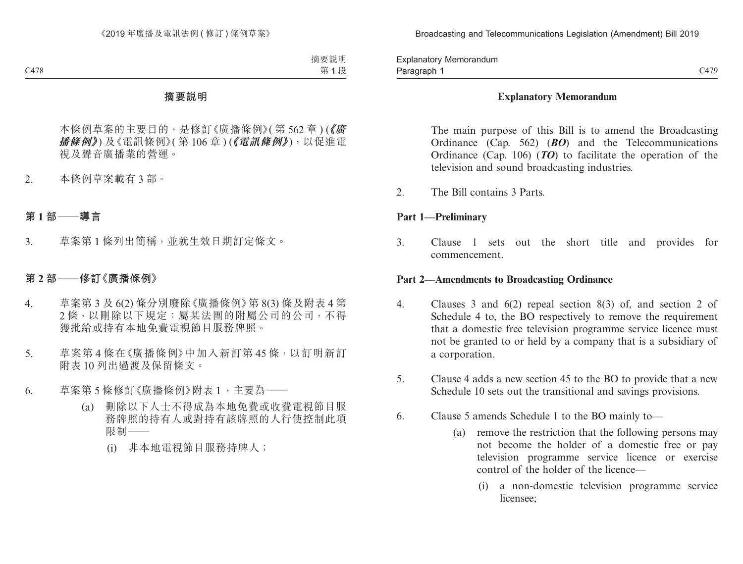# 摘要說明

本條例草案的主要目的，是修訂《廣播條例》(第 562 章) (***《廣播條例》***) 及《電訊條例》(第 106 章) (***《電訊條例》***)，以促進電視及聲音廣播業的營運。

2. 本條例草案載有 3 部。

## 第 1 部——導言

3. 草案第 1 條列出簡稱，並就生效日期訂定條文。

## 第 2 部——修訂《廣播條例》

4. 草案第 3 及 6(2) 條分別廢除《廣播條例》第 8(3) 條及附表 4 第 2 條，以刪除以下規定：屬某法團的附屬公司的公司，不得獲批給或持有本地免費電視節目服務牌照。

5. 草案第 4 條在《廣播條例》中加入新訂第 45 條，以訂明新訂附表 10 列出過渡及保留條文。

6. 草案第 5 條修訂《廣播條例》附表 1，主要為——

   (a) 刪除以下人士不得成為本地免費或收費電視節目服務牌照的持有人或對持有該牌照的人行使控制此項限制——

      (i) 非本地電視節目服務持牌人；

# Explanatory Memorandum

The main purpose of this Bill is to amend the Broadcasting Ordinance (Cap. 562) (***BO***) and the Telecommunications Ordinance (Cap. 106) (***TO***) to facilitate the operation of the television and sound broadcasting industries.

2. The Bill contains 3 Parts.

## Part 1—Preliminary

3. Clause 1 sets out the short title and provides for commencement.

## Part 2—Amendments to Broadcasting Ordinance

4. Clauses 3 and 6(2) repeal section 8(3) of, and section 2 of Schedule 4 to, the BO respectively to remove the requirement that a domestic free television programme service licence must not be granted to or held by a company that is a subsidiary of a corporation.

5. Clause 4 adds a new section 45 to the BO to provide that a new Schedule 10 sets out the transitional and savings provisions.

6. Clause 5 amends Schedule 1 to the BO mainly to—

   (a) remove the restriction that the following persons may not become the holder of a domestic free or pay television programme service licence or exercise control of the holder of the licence—

      (i) a non-domestic television programme service licensee;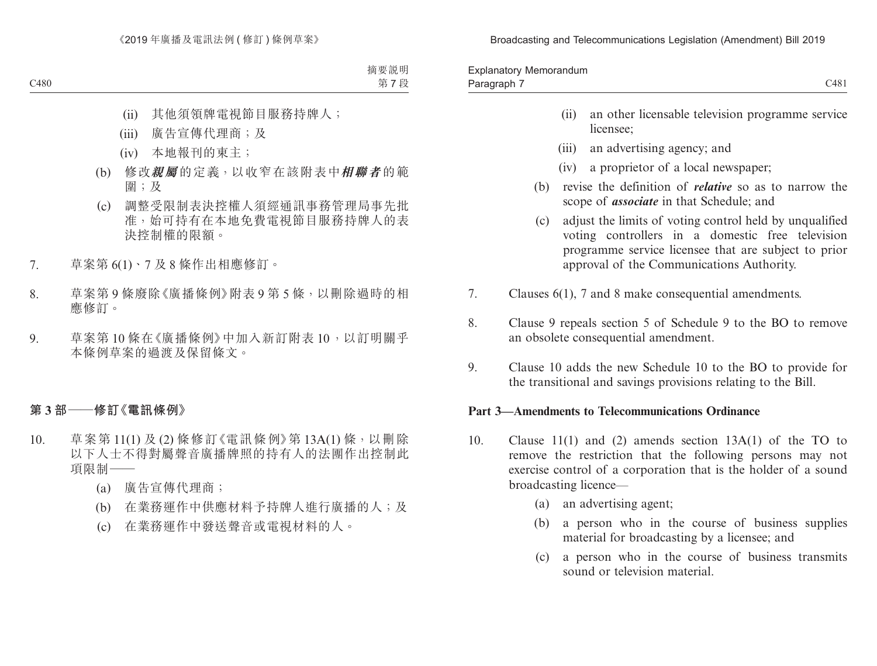(ii) 其他須領牌電視節目服務持牌人；

(iii) 廣告宣傳代理商；及

(iv) 本地報刊的東主；

(b) 修改***親屬***的定義，以收窄在該附表中***相聯者***的範圍；及

(c) 調整受限制表決控權人須經通訊事務管理局事先批准，始可持有在本地免費電視節目服務持牌人的表決控制權的限額。

7. 草案第 6(1)、7 及 8 條作出相應修訂。

8. 草案第 9 條廢除《廣播條例》附表 9 第 5 條，以刪除過時的相應修訂。

9. 草案第 10 條在《廣播條例》中加入新訂附表 10，以訂明關乎本條例草案的過渡及保留條文。

## 第 3 部——修訂《電訊條例》

10. 草案第 11(1) 及 (2) 條修訂《電訊條例》第 13A(1) 條，以刪除以下人士不得對屬聲音廣播牌照的持有人的法團作出控制此項限制——

(a) 廣告宣傳代理商；

(b) 在業務運作中供應材料予持牌人進行廣播的人；及

(c) 在業務運作中發送聲音或電視材料的人。

(ii) an other licensable television programme service licensee;

(iii) an advertising agency; and

(iv) a proprietor of a local newspaper;

(b) revise the definition of ***relative*** so as to narrow the scope of ***associate*** in that Schedule; and

(c) adjust the limits of voting control held by unqualified voting controllers in a domestic free television programme service licensee that are subject to prior approval of the Communications Authority.

7. Clauses 6(1), 7 and 8 make consequential amendments.

8. Clause 9 repeals section 5 of Schedule 9 to the BO to remove an obsolete consequential amendment.

9. Clause 10 adds the new Schedule 10 to the BO to provide for the transitional and savings provisions relating to the Bill.

## Part 3—Amendments to Telecommunications Ordinance

10. Clause 11(1) and (2) amends section 13A(1) of the TO to remove the restriction that the following persons may not exercise control of a corporation that is the holder of a sound broadcasting licence—

(a) an advertising agent;

(b) a person who in the course of business supplies material for broadcasting by a licensee; and

(c) a person who in the course of business transmits sound or television material.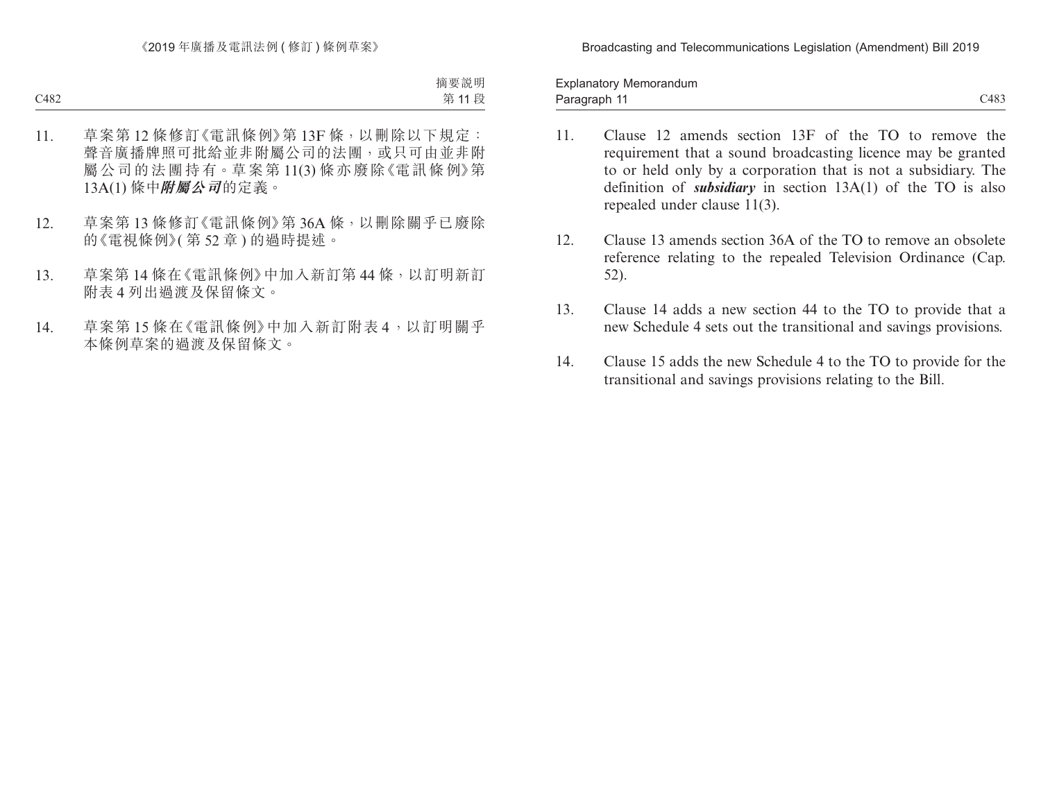11. 草案第 12 條修訂《電訊條例》第 13F 條，以刪除以下規定：聲音廣播牌照可批給並非附屬公司的法團，或只可由並非附屬公司的法團持有。草案第 11(3) 條亦廢除《電訊條例》第 13A(1) 條中***附屬公司***的定義。

12. 草案第 13 條修訂《電訊條例》第 36A 條，以刪除關乎已廢除的《電視條例》(第 52 章 ) 的過時提述。

13. 草案第 14 條在《電訊條例》中加入新訂第 44 條，以訂明新訂附表 4 列出過渡及保留條文。

14. 草案第 15 條在《電訊條例》中加入新訂附表 4，以訂明關乎本條例草案的過渡及保留條文。

11. Clause 12 amends section 13F of the TO to remove the requirement that a sound broadcasting licence may be granted to or held only by a corporation that is not a subsidiary. The definition of ***subsidiary*** in section 13A(1) of the TO is also repealed under clause 11(3).

12. Clause 13 amends section 36A of the TO to remove an obsolete reference relating to the repealed Television Ordinance (Cap. 52).

13. Clause 14 adds a new section 44 to the TO to provide that a new Schedule 4 sets out the transitional and savings provisions.

14. Clause 15 adds the new Schedule 4 to the TO to provide for the transitional and savings provisions relating to the Bill.